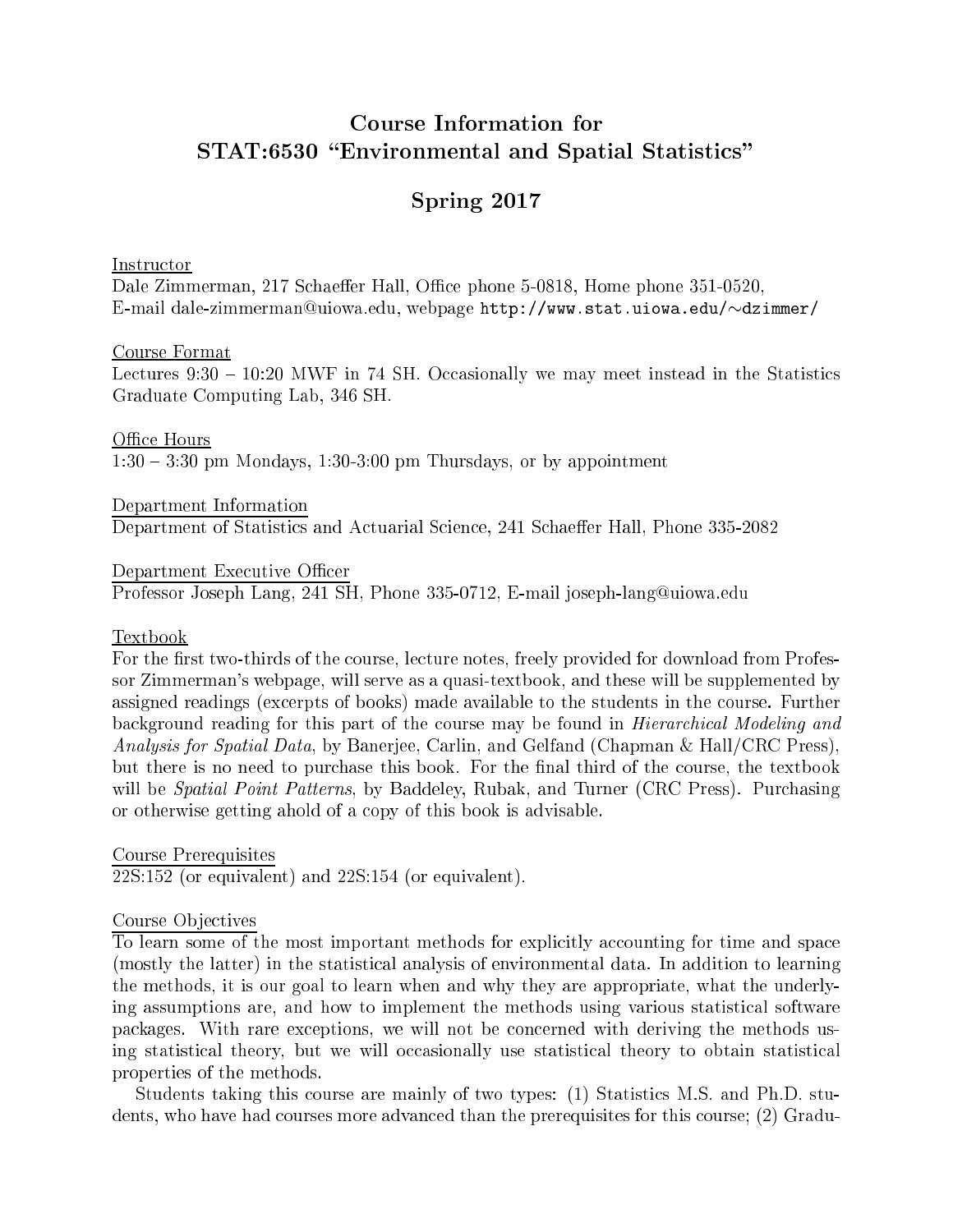# Course Information for STAT:6530 "Environmental and Spatial Statistics"

## Spring 2017

Instructor
Dale Zimmerman, 217 Schaeffer Hall, Office phone 5-0818, Home phone 351-0520,
E-mail dale-zimmerman@uiowa.edu, webpage `http://www.stat.uiowa.edu/~dzimmer/`

Course Format
Lectures 9:30 – 10:20 MWF in 74 SH. Occasionally we may meet instead in the Statistics Graduate Computing Lab, 346 SH.

Office Hours
1:30 – 3:30 pm Mondays, 1:30-3:00 pm Thursdays, or by appointment

Department Information
Department of Statistics and Actuarial Science, 241 Schaeffer Hall, Phone 335-2082

Department Executive Officer
Professor Joseph Lang, 241 SH, Phone 335-0712, E-mail joseph-lang@uiowa.edu

Textbook
For the first two-thirds of the course, lecture notes, freely provided for download from Professor Zimmerman's webpage, will serve as a quasi-textbook, and these will be supplemented by assigned readings (excerpts of books) made available to the students in the course. Further background reading for this part of the course may be found in *Hierarchical Modeling and Analysis for Spatial Data*, by Banerjee, Carlin, and Gelfand (Chapman & Hall/CRC Press), but there is no need to purchase this book. For the final third of the course, the textbook will be *Spatial Point Patterns*, by Baddeley, Rubak, and Turner (CRC Press). Purchasing or otherwise getting ahold of a copy of this book is advisable.

Course Prerequisites
22S:152 (or equivalent) and 22S:154 (or equivalent).

Course Objectives
To learn some of the most important methods for explicitly accounting for time and space (mostly the latter) in the statistical analysis of environmental data. In addition to learning the methods, it is our goal to learn when and why they are appropriate, what the underlying assumptions are, and how to implement the methods using various statistical software packages. With rare exceptions, we will not be concerned with deriving the methods using statistical theory, but we will occasionally use statistical theory to obtain statistical properties of the methods.

Students taking this course are mainly of two types: (1) Statistics M.S. and Ph.D. students, who have had courses more advanced than the prerequisites for this course; (2) Gradu-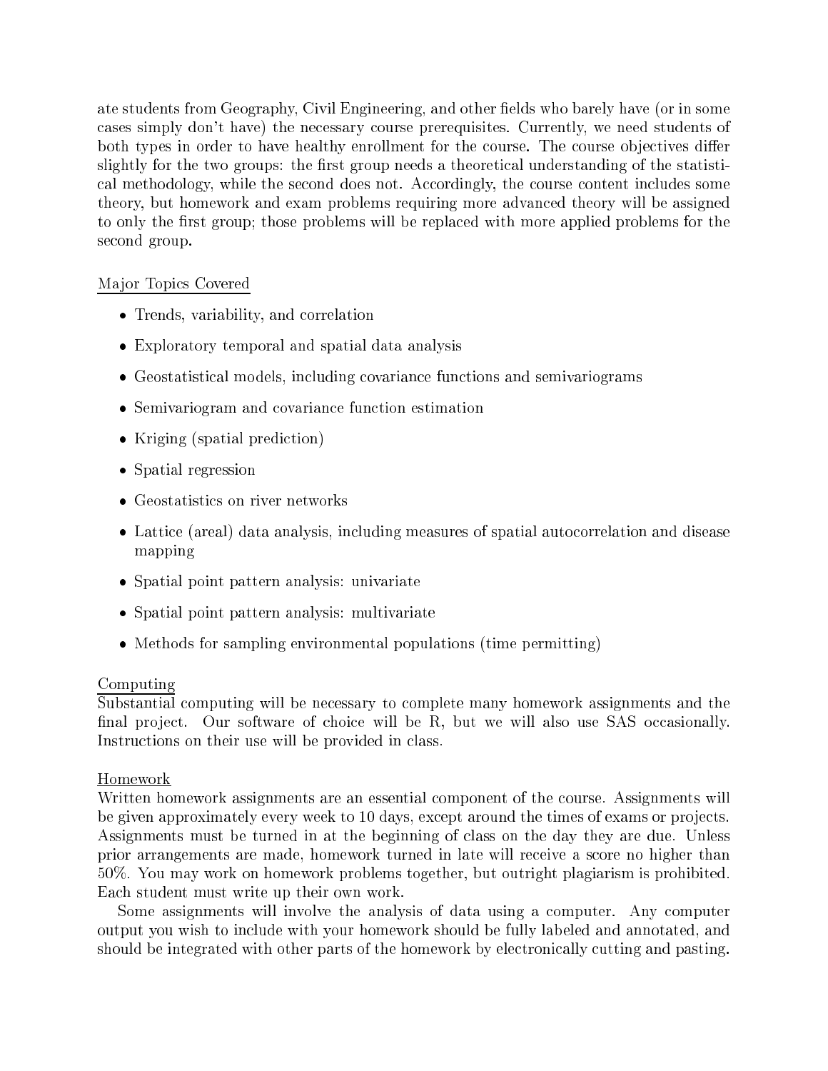ate students from Geography, Civil Engineering, and other fields who barely have (or in some cases simply don't have) the necessary course prerequisites. Currently, we need students of both types in order to have healthy enrollment for the course. The course objectives differ slightly for the two groups: the first group needs a theoretical understanding of the statistical methodology, while the second does not. Accordingly, the course content includes some theory, but homework and exam problems requiring more advanced theory will be assigned to only the first group; those problems will be replaced with more applied problems for the second group.

## Major Topics Covered

- Trends, variability, and correlation
- Exploratory temporal and spatial data analysis
- Geostatistical models, including covariance functions and semivariograms
- Semivariogram and covariance function estimation
- Kriging (spatial prediction)
- Spatial regression
- Geostatistics on river networks
- Lattice (areal) data analysis, including measures of spatial autocorrelation and disease mapping
- Spatial point pattern analysis: univariate
- Spatial point pattern analysis: multivariate
- Methods for sampling environmental populations (time permitting)

## Computing

Substantial computing will be necessary to complete many homework assignments and the final project. Our software of choice will be R, but we will also use SAS occasionally. Instructions on their use will be provided in class.

## Homework

Written homework assignments are an essential component of the course. Assignments will be given approximately every week to 10 days, except around the times of exams or projects. Assignments must be turned in at the beginning of class on the day they are due. Unless prior arrangements are made, homework turned in late will receive a score no higher than 50%. You may work on homework problems together, but outright plagiarism is prohibited. Each student must write up their own work.

Some assignments will involve the analysis of data using a computer. Any computer output you wish to include with your homework should be fully labeled and annotated, and should be integrated with other parts of the homework by electronically cutting and pasting.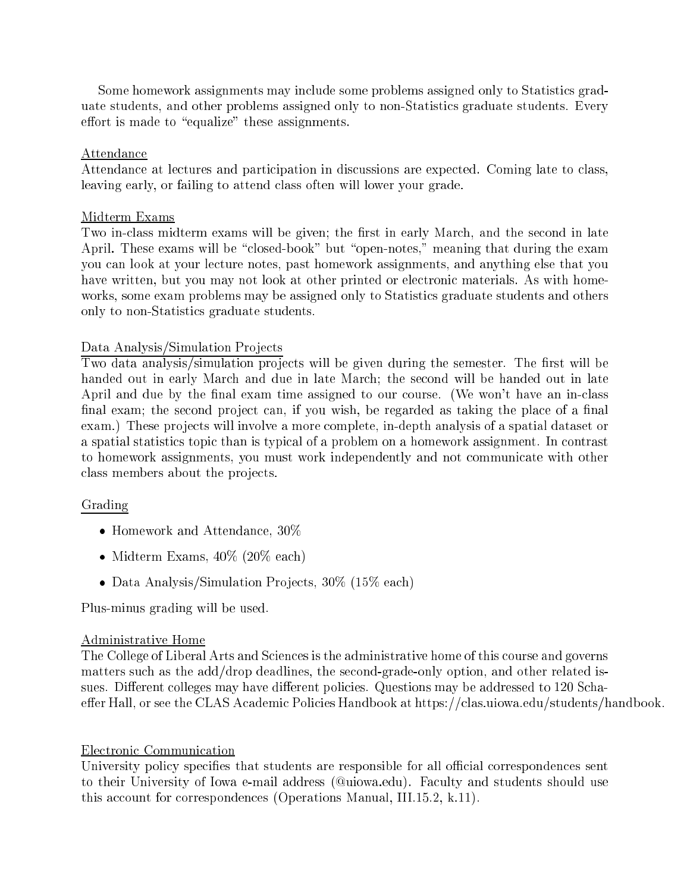Some homework assignments may include some problems assigned only to Statistics graduate students, and other problems assigned only to non-Statistics graduate students. Every effort is made to "equalize" these assignments.

## Attendance

Attendance at lectures and participation in discussions are expected. Coming late to class, leaving early, or failing to attend class often will lower your grade.

## Midterm Exams

Two in-class midterm exams will be given; the first in early March, and the second in late April. These exams will be "closed-book" but "open-notes," meaning that during the exam you can look at your lecture notes, past homework assignments, and anything else that you have written, but you may not look at other printed or electronic materials. As with homeworks, some exam problems may be assigned only to Statistics graduate students and others only to non-Statistics graduate students.

## Data Analysis/Simulation Projects

Two data analysis/simulation projects will be given during the semester. The first will be handed out in early March and due in late March; the second will be handed out in late April and due by the final exam time assigned to our course. (We won't have an in-class final exam; the second project can, if you wish, be regarded as taking the place of a final exam.) These projects will involve a more complete, in-depth analysis of a spatial dataset or a spatial statistics topic than is typical of a problem on a homework assignment. In contrast to homework assignments, you must work independently and not communicate with other class members about the projects.

## Grading

- Homework and Attendance, 30%
- Midterm Exams, 40% (20% each)
- Data Analysis/Simulation Projects, 30% (15% each)

Plus-minus grading will be used.

## Administrative Home

The College of Liberal Arts and Sciences is the administrative home of this course and governs matters such as the add/drop deadlines, the second-grade-only option, and other related issues. Different colleges may have different policies. Questions may be addressed to 120 Schaeffer Hall, or see the CLAS Academic Policies Handbook at https://clas.uiowa.edu/students/handbook.

## Electronic Communication

University policy specifies that students are responsible for all official correspondences sent to their University of Iowa e-mail address (@uiowa.edu). Faculty and students should use this account for correspondences (Operations Manual, III.15.2, k.11).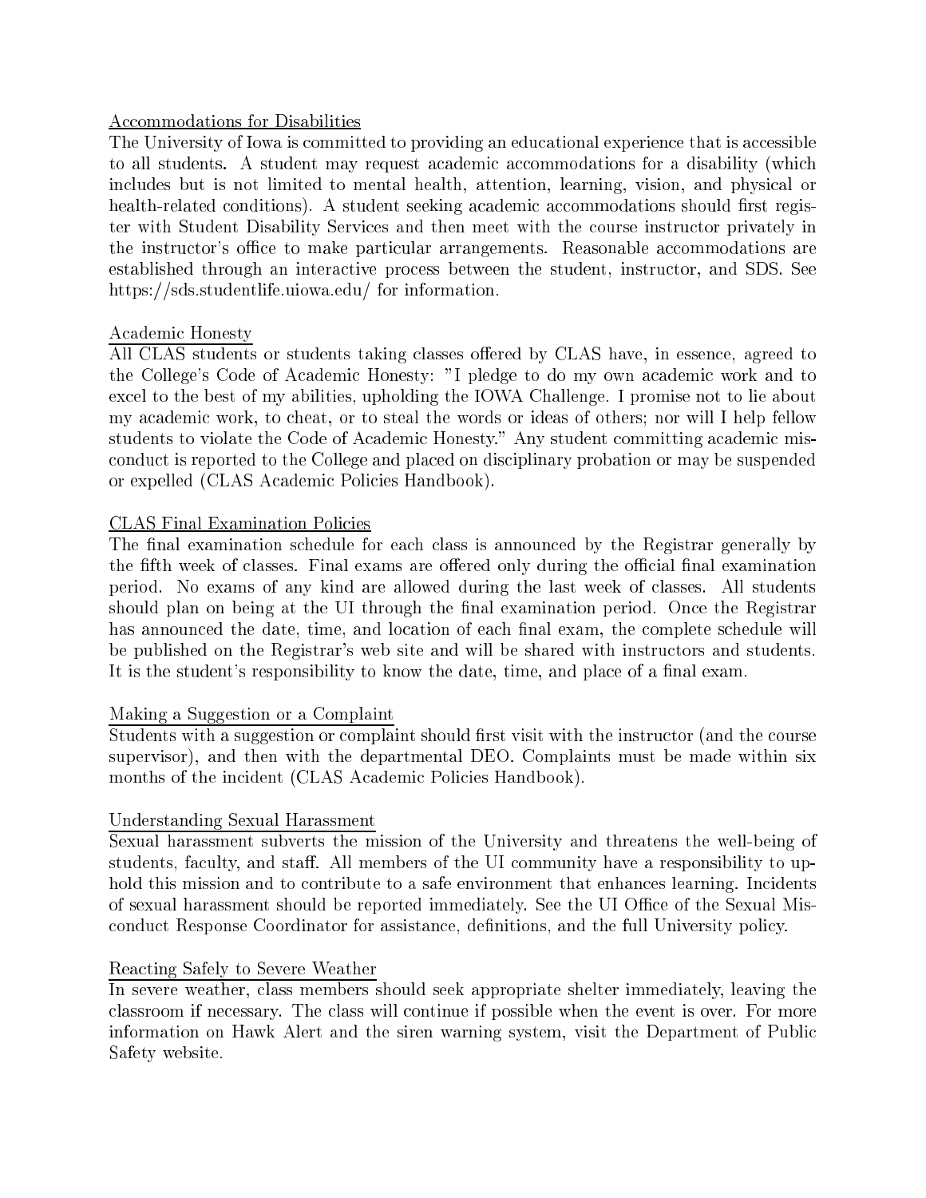## Accommodations for Disabilities

The University of Iowa is committed to providing an educational experience that is accessible to all students. A student may request academic accommodations for a disability (which includes but is not limited to mental health, attention, learning, vision, and physical or health-related conditions). A student seeking academic accommodations should first register with Student Disability Services and then meet with the course instructor privately in the instructor's office to make particular arrangements. Reasonable accommodations are established through an interactive process between the student, instructor, and SDS. See https://sds.studentlife.uiowa.edu/ for information.

## Academic Honesty

All CLAS students or students taking classes offered by CLAS have, in essence, agreed to the College's Code of Academic Honesty: "I pledge to do my own academic work and to excel to the best of my abilities, upholding the IOWA Challenge. I promise not to lie about my academic work, to cheat, or to steal the words or ideas of others; nor will I help fellow students to violate the Code of Academic Honesty." Any student committing academic misconduct is reported to the College and placed on disciplinary probation or may be suspended or expelled (CLAS Academic Policies Handbook).

## CLAS Final Examination Policies

The final examination schedule for each class is announced by the Registrar generally by the fifth week of classes. Final exams are offered only during the official final examination period. No exams of any kind are allowed during the last week of classes. All students should plan on being at the UI through the final examination period. Once the Registrar has announced the date, time, and location of each final exam, the complete schedule will be published on the Registrar's web site and will be shared with instructors and students. It is the student's responsibility to know the date, time, and place of a final exam.

## Making a Suggestion or a Complaint

Students with a suggestion or complaint should first visit with the instructor (and the course supervisor), and then with the departmental DEO. Complaints must be made within six months of the incident (CLAS Academic Policies Handbook).

## Understanding Sexual Harassment

Sexual harassment subverts the mission of the University and threatens the well-being of students, faculty, and staff. All members of the UI community have a responsibility to uphold this mission and to contribute to a safe environment that enhances learning. Incidents of sexual harassment should be reported immediately. See the UI Office of the Sexual Misconduct Response Coordinator for assistance, definitions, and the full University policy.

## Reacting Safely to Severe Weather

In severe weather, class members should seek appropriate shelter immediately, leaving the classroom if necessary. The class will continue if possible when the event is over. For more information on Hawk Alert and the siren warning system, visit the Department of Public Safety website.